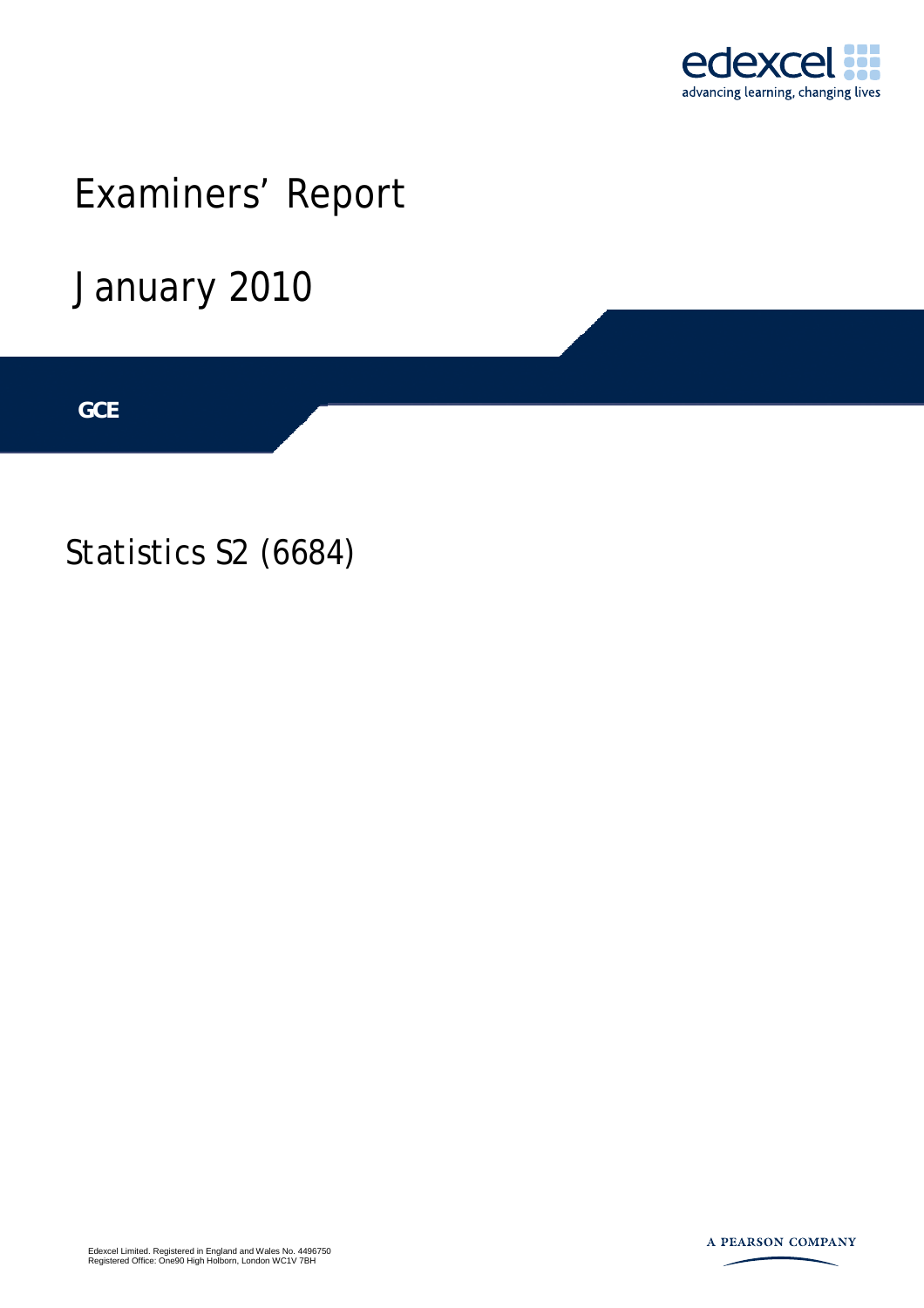edexcel

advancing learning, changing lives

# Examiners' Report

# January 2010

**GCE**

## Statistics S2 (6684)

Edexcel Limited. Registered in England and Wales No. 4496750
Registered Office: One90 High Holborn, London WC1V 7BH

A PEARSON COMPANY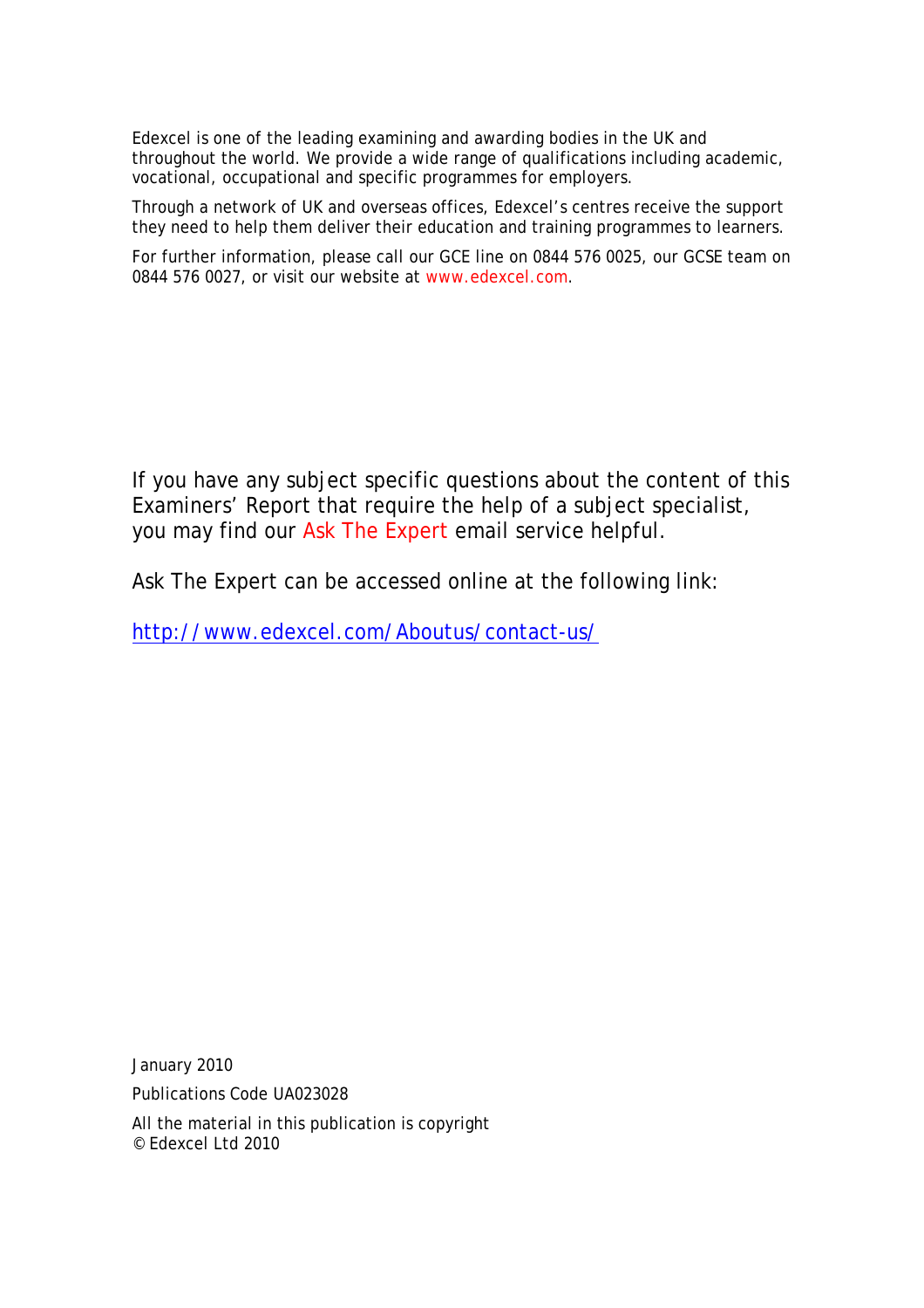Edexcel is one of the leading examining and awarding bodies in the UK and throughout the world. We provide a wide range of qualifications including academic, vocational, occupational and specific programmes for employers.

Through a network of UK and overseas offices, Edexcel's centres receive the support they need to help them deliver their education and training programmes to learners.

For further information, please call our GCE line on 0844 576 0025, our GCSE team on 0844 576 0027, or visit our website at www.edexcel.com.

If you have any subject specific questions about the content of this Examiners' Report that require the help of a subject specialist, you may find our Ask The Expert email service helpful.

Ask The Expert can be accessed online at the following link:

http://www.edexcel.com/Aboutus/contact-us/

January 2010

Publications Code UA023028

All the material in this publication is copyright
© Edexcel Ltd 2010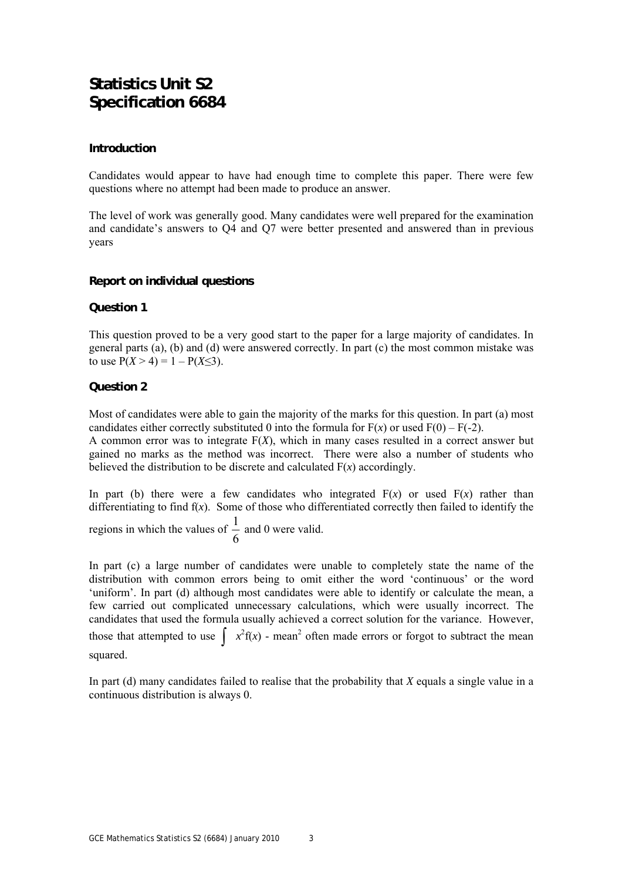# Statistics Unit S2
# Specification 6684

### Introduction

Candidates would appear to have had enough time to complete this paper. There were few questions where no attempt had been made to produce an answer.

The level of work was generally good. Many candidates were well prepared for the examination and candidate's answers to Q4 and Q7 were better presented and answered than in previous years

### Report on individual questions

### Question 1

This question proved to be a very good start to the paper for a large majority of candidates. In general parts (a), (b) and (d) were answered correctly. In part (c) the most common mistake was to use $P(X > 4) = 1 - P(X \leq 3)$.

### Question 2

Most of candidates were able to gain the majority of the marks for this question. In part (a) most candidates either correctly substituted 0 into the formula for $F(x)$ or used $F(0) - F(-2)$.
A common error was to integrate $F(X)$, which in many cases resulted in a correct answer but gained no marks as the method was incorrect. There were also a number of students who believed the distribution to be discrete and calculated $F(x)$ accordingly.

In part (b) there were a few candidates who integrated $F(x)$ or used $F(x)$ rather than differentiating to find $f(x)$. Some of those who differentiated correctly then failed to identify the regions in which the values of $\frac{1}{6}$ and 0 were valid.

In part (c) a large number of candidates were unable to completely state the name of the distribution with common errors being to omit either the word 'continuous' or the word 'uniform'. In part (d) although most candidates were able to identify or calculate the mean, a few carried out complicated unnecessary calculations, which were usually incorrect. The candidates that used the formula usually achieved a correct solution for the variance. However, those that attempted to use $\int x^2 f(x)$ - mean$^2$ often made errors or forgot to subtract the mean squared.

In part (d) many candidates failed to realise that the probability that $X$ equals a single value in a continuous distribution is always 0.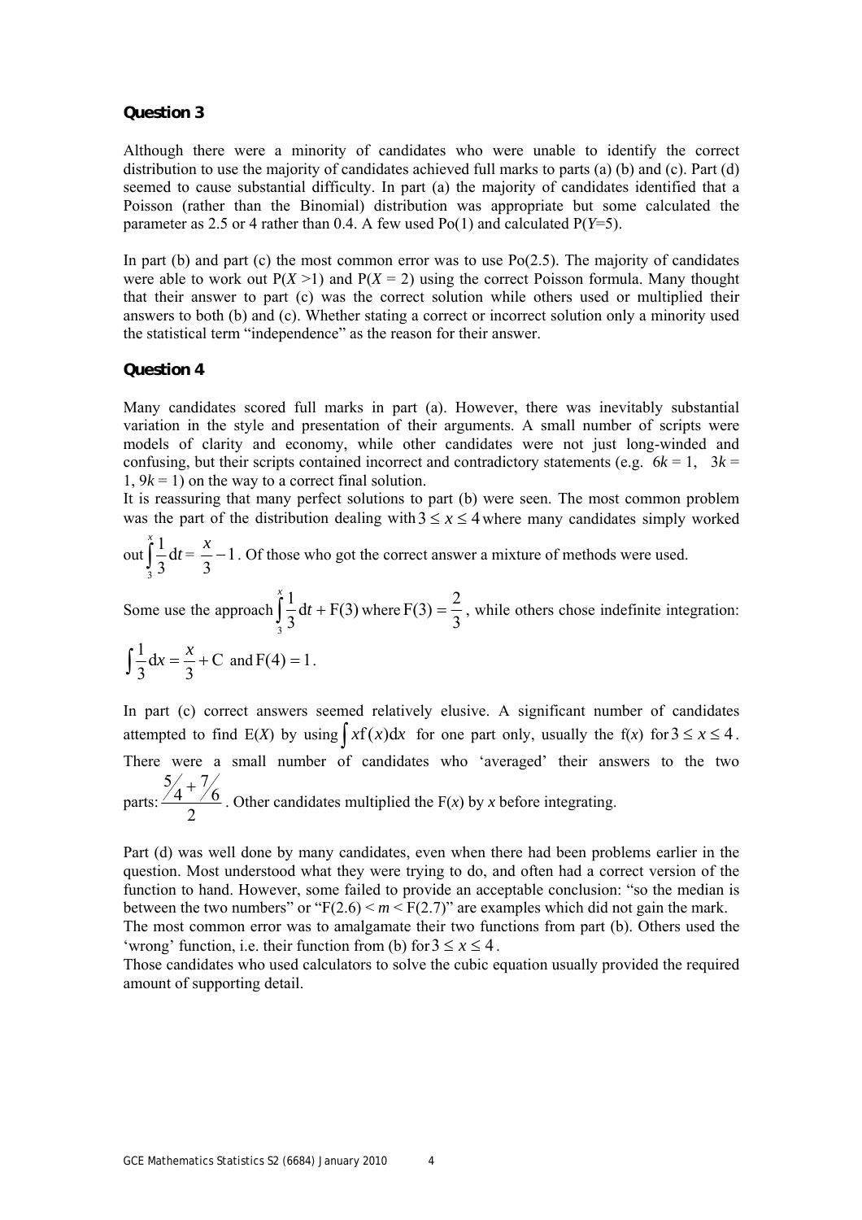### Question 3

Although there were a minority of candidates who were unable to identify the correct distribution to use the majority of candidates achieved full marks to parts (a) (b) and (c). Part (d) seemed to cause substantial difficulty. In part (a) the majority of candidates identified that a Poisson (rather than the Binomial) distribution was appropriate but some calculated the parameter as 2.5 or 4 rather than 0.4. A few used Po(1) and calculated P($Y$=5).

In part (b) and part (c) the most common error was to use Po(2.5). The majority of candidates were able to work out P($X$ >1) and P($X$ = 2) using the correct Poisson formula. Many thought that their answer to part (c) was the correct solution while others used or multiplied their answers to both (b) and (c). Whether stating a correct or incorrect solution only a minority used the statistical term "independence" as the reason for their answer.

### Question 4

Many candidates scored full marks in part (a). However, there was inevitably substantial variation in the style and presentation of their arguments. A small number of scripts were models of clarity and economy, while other candidates were not just long-winded and confusing, but their scripts contained incorrect and contradictory statements (e.g. $6k = 1$, $3k = 1$, $9k = 1$) on the way to a correct final solution.

It is reassuring that many perfect solutions to part (b) were seen. The most common problem was the part of the distribution dealing with $3 \le x \le 4$ where many candidates simply worked out $\int_3^x \frac{1}{3}\mathrm{d}t = \frac{x}{3} - 1$. Of those who got the correct answer a mixture of methods were used.

Some use the approach $\int_3^x \frac{1}{3}\mathrm{d}t + \mathrm{F}(3)$ where $\mathrm{F}(3) = \frac{2}{3}$, while others chose indefinite integration: $\int \frac{1}{3}\mathrm{d}x = \frac{x}{3} + \mathrm{C}$ and $\mathrm{F}(4) = 1$.

In part (c) correct answers seemed relatively elusive. A significant number of candidates attempted to find E($X$) by using $\int x\mathrm{f}(x)\mathrm{d}x$ for one part only, usually the f($x$) for $3 \le x \le 4$. There were a small number of candidates who 'averaged' their answers to the two parts: $\frac{5/4 + 7/6}{2}$. Other candidates multiplied the F($x$) by $x$ before integrating.

Part (d) was well done by many candidates, even when there had been problems earlier in the question. Most understood what they were trying to do, and often had a correct version of the function to hand. However, some failed to provide an acceptable conclusion: "so the median is between the two numbers" or "F(2.6) < $m$ < F(2.7)" are examples which did not gain the mark.

The most common error was to amalgamate their two functions from part (b). Others used the 'wrong' function, i.e. their function from (b) for $3 \le x \le 4$.

Those candidates who used calculators to solve the cubic equation usually provided the required amount of supporting detail.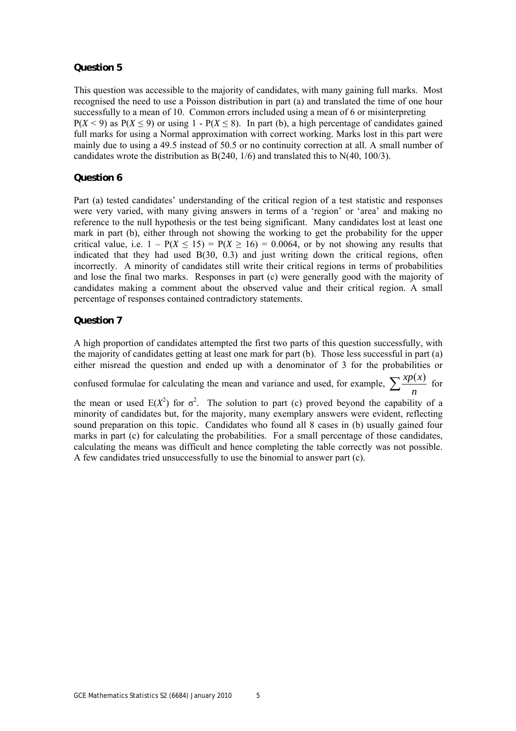### Question 5

This question was accessible to the majority of candidates, with many gaining full marks. Most recognised the need to use a Poisson distribution in part (a) and translated the time of one hour successfully to a mean of 10. Common errors included using a mean of 6 or misinterpreting $P(X < 9)$ as $P(X \leq 9)$ or using $1 - P(X \leq 8)$. In part (b), a high percentage of candidates gained full marks for using a Normal approximation with correct working. Marks lost in this part were mainly due to using a 49.5 instead of 50.5 or no continuity correction at all. A small number of candidates wrote the distribution as $B(240, 1/6)$ and translated this to $N(40, 100/3)$.

### Question 6

Part (a) tested candidates' understanding of the critical region of a test statistic and responses were very varied, with many giving answers in terms of a 'region' or 'area' and making no reference to the null hypothesis or the test being significant. Many candidates lost at least one mark in part (b), either through not showing the working to get the probability for the upper critical value, i.e. $1 - P(X \leq 15) = P(X \geq 16) = 0.0064$, or by not showing any results that indicated that they had used $B(30, 0.3)$ and just writing down the critical regions, often incorrectly. A minority of candidates still write their critical regions in terms of probabilities and lose the final two marks. Responses in part (c) were generally good with the majority of candidates making a comment about the observed value and their critical region. A small percentage of responses contained contradictory statements.

### Question 7

A high proportion of candidates attempted the first two parts of this question successfully, with the majority of candidates getting at least one mark for part (b). Those less successful in part (a) either misread the question and ended up with a denominator of 3 for the probabilities or confused formulae for calculating the mean and variance and used, for example, $\sum \frac{xp(x)}{n}$ for the mean or used $E(X^2)$ for $\sigma^2$. The solution to part (c) proved beyond the capability of a minority of candidates but, for the majority, many exemplary answers were evident, reflecting sound preparation on this topic. Candidates who found all 8 cases in (b) usually gained four marks in part (c) for calculating the probabilities. For a small percentage of those candidates, calculating the means was difficult and hence completing the table correctly was not possible. A few candidates tried unsuccessfully to use the binomial to answer part (c).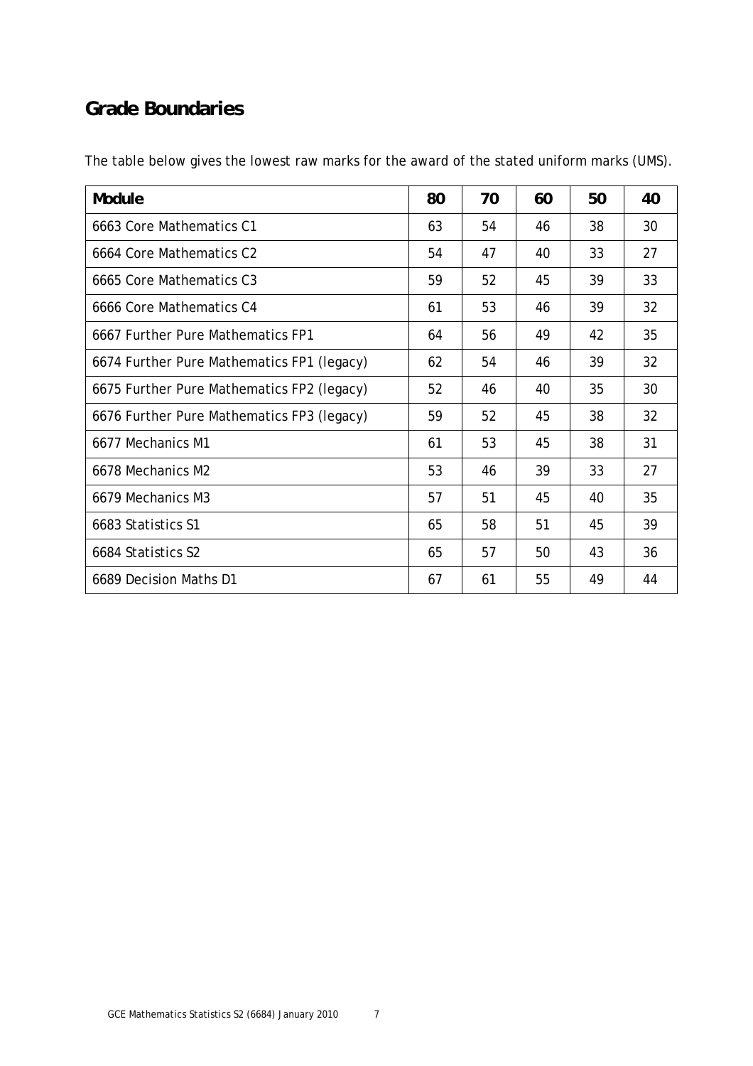## Grade Boundaries

The table below gives the lowest raw marks for the award of the stated uniform marks (UMS).

| Module | 80 | 70 | 60 | 50 | 40 |
|---|---|---|---|---|---|
| 6663 Core Mathematics C1 | 63 | 54 | 46 | 38 | 30 |
| 6664 Core Mathematics C2 | 54 | 47 | 40 | 33 | 27 |
| 6665 Core Mathematics C3 | 59 | 52 | 45 | 39 | 33 |
| 6666 Core Mathematics C4 | 61 | 53 | 46 | 39 | 32 |
| 6667 Further Pure Mathematics FP1 | 64 | 56 | 49 | 42 | 35 |
| 6674 Further Pure Mathematics FP1 (legacy) | 62 | 54 | 46 | 39 | 32 |
| 6675 Further Pure Mathematics FP2 (legacy) | 52 | 46 | 40 | 35 | 30 |
| 6676 Further Pure Mathematics FP3 (legacy) | 59 | 52 | 45 | 38 | 32 |
| 6677 Mechanics M1 | 61 | 53 | 45 | 38 | 31 |
| 6678 Mechanics M2 | 53 | 46 | 39 | 33 | 27 |
| 6679 Mechanics M3 | 57 | 51 | 45 | 40 | 35 |
| 6683 Statistics S1 | 65 | 58 | 51 | 45 | 39 |
| 6684 Statistics S2 | 65 | 57 | 50 | 43 | 36 |
| 6689 Decision Maths D1 | 67 | 61 | 55 | 49 | 44 |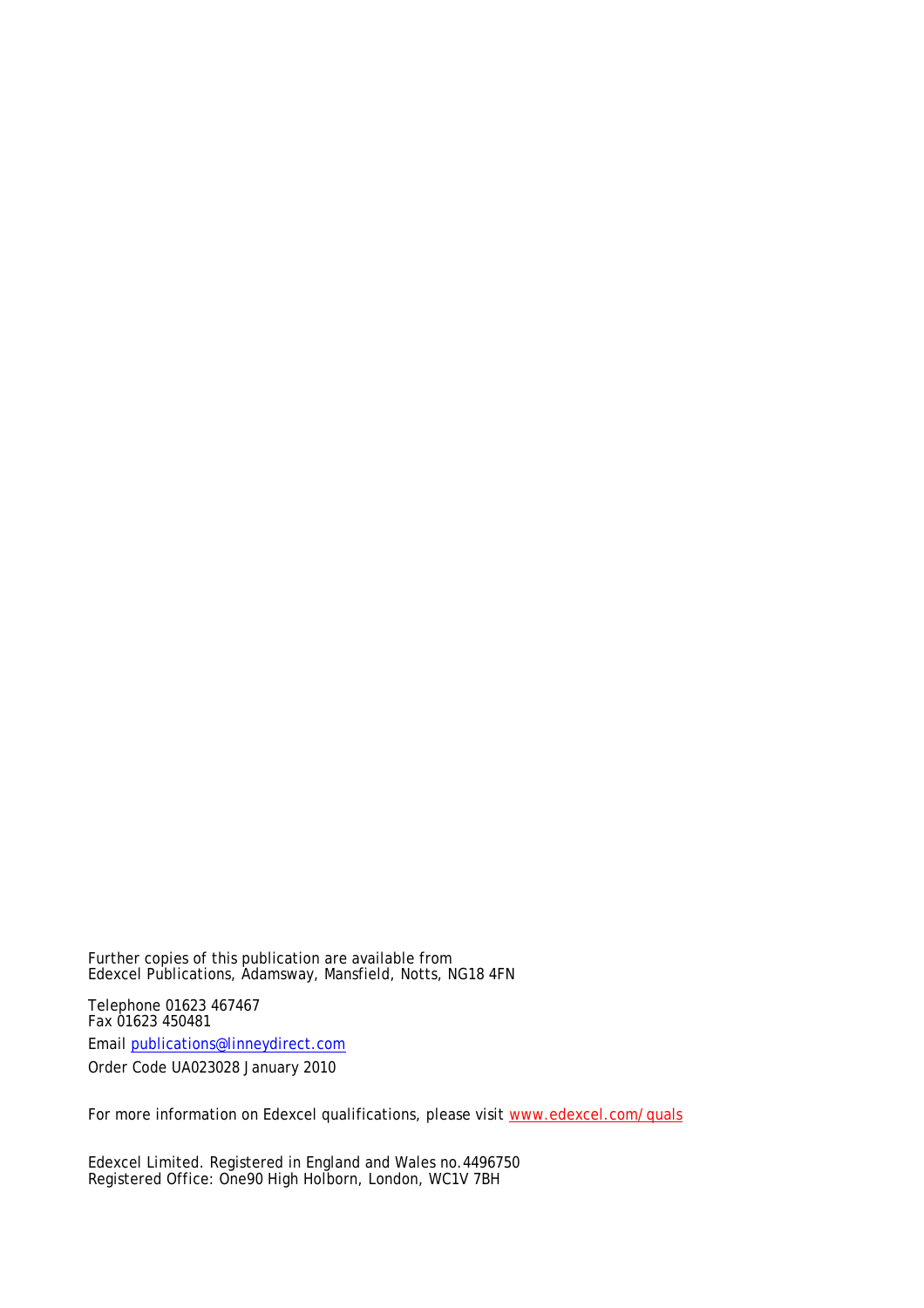Further copies of this publication are available from
Edexcel Publications, Adamsway, Mansfield, Notts, NG18 4FN

Telephone 01623 467467
Fax 01623 450481

Email publications@linneydirect.com

Order Code UA023028 January 2010

For more information on Edexcel qualifications, please visit www.edexcel.com/quals

Edexcel Limited. Registered in England and Wales no.4496750
Registered Office: One90 High Holborn, London, WC1V 7BH